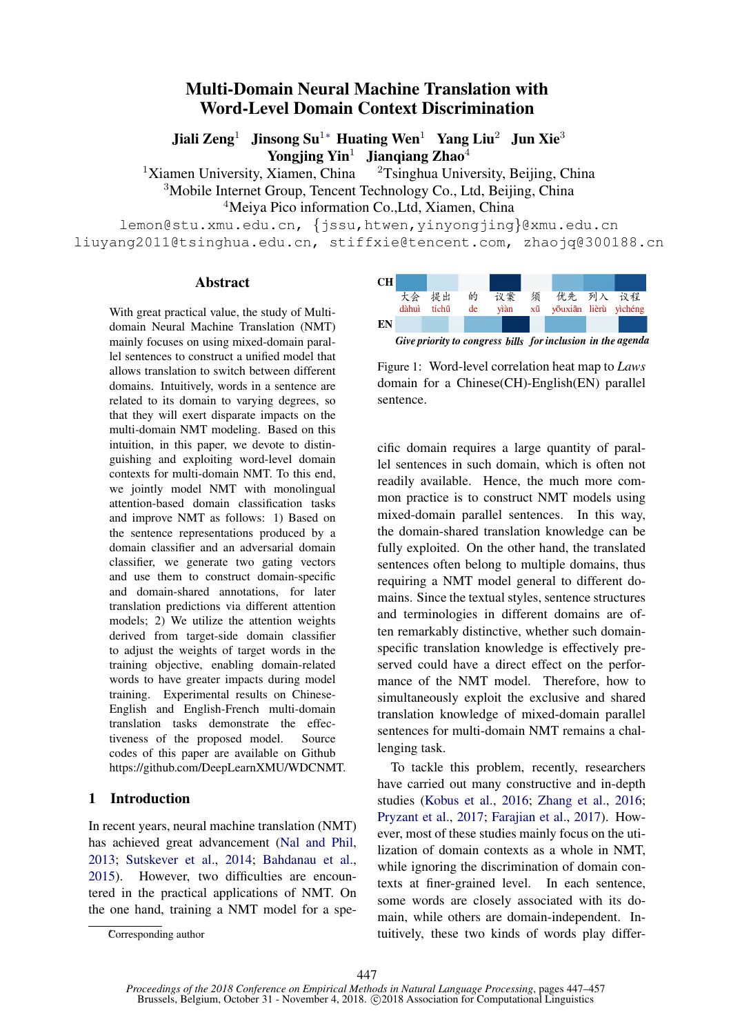# Multi-Domain Neural Machine Translation with Word-Level Domain Context Discrimination

**Jiali Zeng**[1] **Jinsong Su**[1*] **Huating Wen**[1] **Yang Liu**[2] **Jun Xie**[3] **Yongjing Yin**[1] **Jianqiang Zhao**[4]

[1]Xiamen University, Xiamen, China [2]Tsinghua University, Beijing, China
[3]Mobile Internet Group, Tencent Technology Co., Ltd, Beijing, China
[4]Meiya Pico information Co.,Ltd, Xiamen, China

lemon@stu.xmu.edu.cn, {jssu,htwen,yinyongjing}@xmu.edu.cn
liuyang2011@tsinghua.edu.cn, stiffxie@tencent.com, zhaojq@300188.cn

## Abstract

With great practical value, the study of Multi-domain Neural Machine Translation (NMT) mainly focuses on using mixed-domain parallel sentences to construct a unified model that allows translation to switch between different domains. Intuitively, words in a sentence are related to its domain to varying degrees, so that they will exert disparate impacts on the multi-domain NMT modeling. Based on this intuition, in this paper, we devote to distinguishing and exploiting word-level domain contexts for multi-domain NMT. To this end, we jointly model NMT with monolingual attention-based domain classification tasks and improve NMT as follows: 1) Based on the sentence representations produced by a domain classifier and an adversarial domain classifier, we generate two gating vectors and use them to construct domain-specific and domain-shared annotations, for later translation predictions via different attention models; 2) We utilize the attention weights derived from target-side domain classifier to adjust the weights of target words in the training objective, enabling domain-related words to have greater impacts during model training. Experimental results on Chinese-English and English-French multi-domain translation tasks demonstrate the effectiveness of the proposed model. Source codes of this paper are available on Github https://github.com/DeepLearnXMU/WDCNMT.

## 1 Introduction

In recent years, neural machine translation (NMT) has achieved great advancement (Nal and Phil, 2013; Sutskever et al., 2014; Bahdanau et al., 2015). However, two difficulties are encountered in the practical applications of NMT. On the one hand, training a NMT model for a specific domain requires a large quantity of parallel sentences in such domain, which is often not readily available. Hence, the much more common practice is to construct NMT models using mixed-domain parallel sentences. In this way, the domain-shared translation knowledge can be fully exploited. On the other hand, the translated sentences often belong to multiple domains, thus requiring a NMT model general to different domains. Since the textual styles, sentence structures and terminologies in different domains are often remarkably distinctive, whether such domain-specific translation knowledge is effectively preserved could have a direct effect on the performance of the NMT model. Therefore, how to simultaneously exploit the exclusive and shared translation knowledge of mixed-domain parallel sentences for multi-domain NMT remains a challenging task.

| CH | 大会 dàhuì | 提出 tíchū | 的 de | 议案 yìàn | 须 xū | 优先 yōuxiān | 列入 lièrù | 议程 yìchéng |
|---|---|---|---|---|---|---|---|---|

EN: *Give priority to congress bills for inclusion in the agenda*

Figure 1: Word-level correlation heat map to *Laws* domain for a Chinese(CH)-English(EN) parallel sentence.

To tackle this problem, recently, researchers have carried out many constructive and in-depth studies (Kobus et al., 2016; Zhang et al., 2016; Pryzant et al., 2017; Farajian et al., 2017). However, most of these studies mainly focus on the utilization of domain contexts as a whole in NMT, while ignoring the discrimination of domain contexts at finer-grained level. In each sentence, some words are closely associated with its domain, while others are domain-independent. Intuitively, these two kinds of words play differ-

*Corresponding author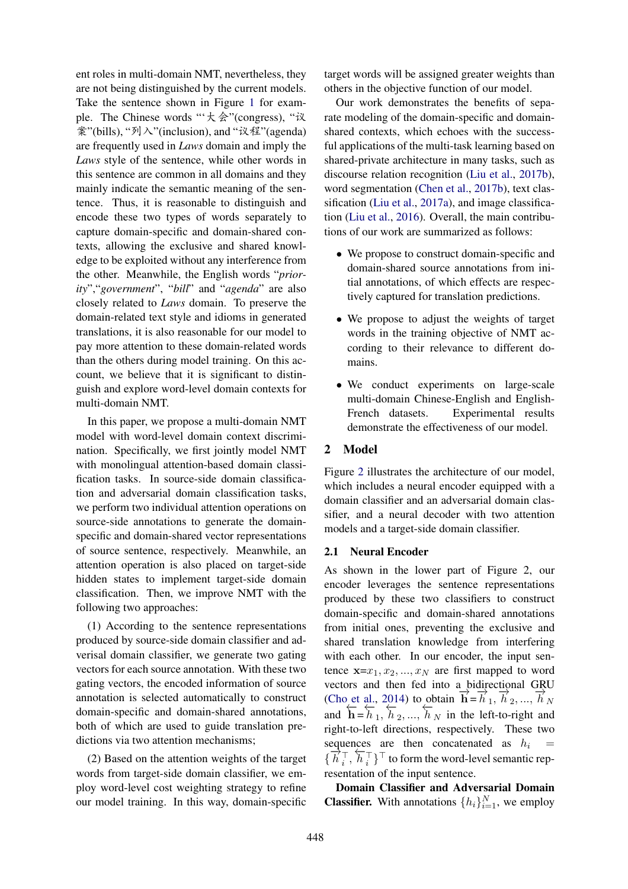ent roles in multi-domain NMT, nevertheless, they are not being distinguished by the current models. Take the sentence shown in Figure 1 for example. The Chinese words "'大会"(congress), "议案"(bills), "列入"(inclusion), and "议程"(agenda) are frequently used in *Laws* domain and imply the *Laws* style of the sentence, while other words in this sentence are common in all domains and they mainly indicate the semantic meaning of the sentence. Thus, it is reasonable to distinguish and encode these two types of words separately to capture domain-specific and domain-shared contexts, allowing the exclusive and shared knowledge to be exploited without any interference from the other. Meanwhile, the English words "*priority*","*government*", "*bill*" and "*agenda*" are also closely related to *Laws* domain. To preserve the domain-related text style and idioms in generated translations, it is also reasonable for our model to pay more attention to these domain-related words than the others during model training. On this account, we believe that it is significant to distinguish and explore word-level domain contexts for multi-domain NMT.

In this paper, we propose a multi-domain NMT model with word-level domain context discrimination. Specifically, we first jointly model NMT with monolingual attention-based domain classification tasks. In source-side domain classification and adversarial domain classification tasks, we perform two individual attention operations on source-side annotations to generate the domain-specific and domain-shared vector representations of source sentence, respectively. Meanwhile, an attention operation is also placed on target-side hidden states to implement target-side domain classification. Then, we improve NMT with the following two approaches:

(1) According to the sentence representations produced by source-side domain classifier and adverisal domain classifier, we generate two gating vectors for each source annotation. With these two gating vectors, the encoded information of source annotation is selected automatically to construct domain-specific and domain-shared annotations, both of which are used to guide translation predictions via two attention mechanisms;

(2) Based on the attention weights of the target words from target-side domain classifier, we employ word-level cost weighting strategy to refine our model training. In this way, domain-specific target words will be assigned greater weights than others in the objective function of our model.

Our work demonstrates the benefits of separate modeling of the domain-specific and domain-shared contexts, which echoes with the successful applications of the multi-task learning based on shared-private architecture in many tasks, such as discourse relation recognition (Liu et al., 2017b), word segmentation (Chen et al., 2017b), text classification (Liu et al., 2017a), and image classification (Liu et al., 2016). Overall, the main contributions of our work are summarized as follows:

- We propose to construct domain-specific and domain-shared source annotations from initial annotations, of which effects are respectively captured for translation predictions.
- We propose to adjust the weights of target words in the training objective of NMT according to their relevance to different domains.
- We conduct experiments on large-scale multi-domain Chinese-English and English-French datasets. Experimental results demonstrate the effectiveness of our model.

## 2 Model

Figure 2 illustrates the architecture of our model, which includes a neural encoder equipped with a domain classifier and an adversarial domain classifier, and a neural decoder with two attention models and a target-side domain classifier.

### 2.1 Neural Encoder

As shown in the lower part of Figure 2, our encoder leverages the sentence representations produced by these two classifiers to construct domain-specific and domain-shared annotations from initial ones, preventing the exclusive and shared translation knowledge from interfering with each other. In our encoder, the input sentence $\mathbf{x}$=$x_1, x_2, ..., x_N$ are first mapped to word vectors and then fed into a bidirectional GRU (Cho et al., 2014) to obtain $\overrightarrow{\mathbf{h}} = \overrightarrow{h}_1, \overrightarrow{h}_2, ..., \overrightarrow{h}_N$ and $\overleftarrow{\mathbf{h}} = \overleftarrow{h}_1, \overleftarrow{h}_2, ..., \overleftarrow{h}_N$ in the left-to-right and right-to-left directions, respectively. These two sequences are then concatenated as $h_i = \{\overrightarrow{h}_i^\top, \overleftarrow{h}_i^\top\}^\top$ to form the word-level semantic representation of the input sentence.

**Domain Classifier and Adversarial Domain Classifier.** With annotations $\{h_i\}_{i=1}^N$, we employ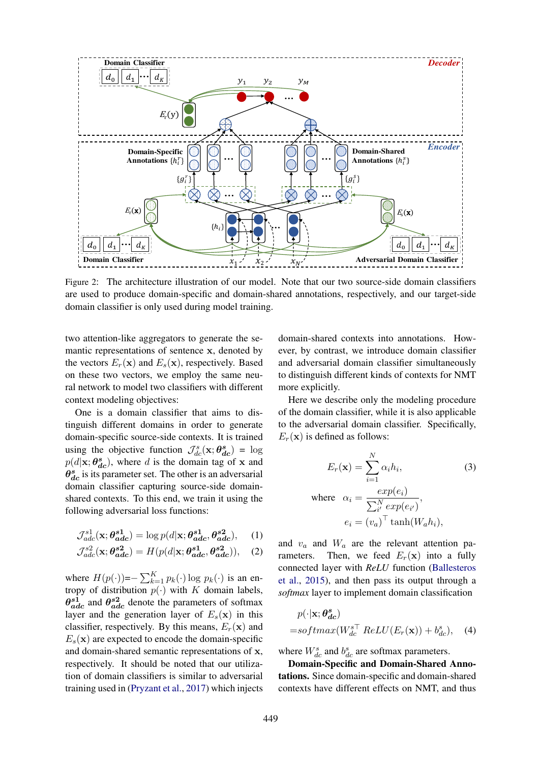Figure 2: The architecture illustration of our model. Note that our two source-side domain classifiers are used to produce domain-specific and domain-shared annotations, respectively, and our target-side domain classifier is only used during model training.

two attention-like aggregators to generate the semantic representations of sentence $\mathbf{x}$, denoted by the vectors $E_r(\mathbf{x})$ and $E_s(\mathbf{x})$, respectively. Based on these two vectors, we employ the same neural network to model two classifiers with different context modeling objectives:

One is a domain classifier that aims to distinguish different domains in order to generate domain-specific source-side contexts. It is trained using the objective function $\mathcal{J}^s_{dc}(\mathbf{x};\boldsymbol{\theta}^s_{dc}) = \log p(d|\mathbf{x};\boldsymbol{\theta}^s_{dc})$, where $d$ is the domain tag of $\mathbf{x}$ and $\boldsymbol{\theta}^s_{dc}$ is its parameter set. The other is an adversarial domain classifier capturing source-side domain-shared contexts. To this end, we train it using the following adversarial loss functions:

$$\mathcal{J}^{s1}_{adc}(\mathbf{x};\boldsymbol{\theta}^{s1}_{adc}) = \log p(d|\mathbf{x};\boldsymbol{\theta}^{s1}_{adc},\boldsymbol{\theta}^{s2}_{adc}), \quad (1)$$

$$\mathcal{J}^{s2}_{adc}(\mathbf{x};\boldsymbol{\theta}^{s2}_{adc}) = H(p(d|\mathbf{x};\boldsymbol{\theta}^{s1}_{adc},\boldsymbol{\theta}^{s2}_{adc})), \quad (2)$$

where $H(p(\cdot))$=$-\sum_{k=1}^{K} p_k(\cdot)\log p_k(\cdot)$ is an entropy of distribution $p(\cdot)$ with $K$ domain labels, $\boldsymbol{\theta}^{s1}_{adc}$ and $\boldsymbol{\theta}^{s2}_{adc}$ denote the parameters of softmax layer and the generation layer of $E_s(\mathbf{x})$ in this classifier, respectively. By this means, $E_r(\mathbf{x})$ and $E_s(\mathbf{x})$ are expected to encode the domain-specific and domain-shared semantic representations of $\mathbf{x}$, respectively. It should be noted that our utilization of domain classifiers is similar to adversarial training used in (Pryzant et al., 2017) which injects domain-shared contexts into annotations. However, by contrast, we introduce domain classifier and adversarial domain classifier simultaneously to distinguish different kinds of contexts for NMT more explicitly.

Here we describe only the modeling procedure of the domain classifier, while it is also applicable to the adversarial domain classifier. Specifically, $E_r(\mathbf{x})$ is defined as follows:

$$E_r(\mathbf{x}) = \sum_{i=1}^{N} \alpha_i h_i, \quad (3)$$

$$\text{where} \quad \alpha_i = \frac{exp(e_i)}{\sum_{i'}^{N} exp(e_{i'})},$$

$$e_i = (v_a)^\top \tanh(W_a h_i),$$

and $v_a$ and $W_a$ are the relevant attention parameters. Then, we feed $E_r(\mathbf{x})$ into a fully connected layer with *ReLU* function (Ballesteros et al., 2015), and then pass its output through a *softmax* layer to implement domain classification

$$p(\cdot|\mathbf{x};\boldsymbol{\theta}^s_{dc})$$
$$= softmax(W^{s\top}_{dc}\, ReLU(E_r(\mathbf{x})) + b^s_{dc}), \quad (4)$$

where $W^s_{dc}$ and $b^s_{dc}$ are softmax parameters.

**Domain-Specific and Domain-Shared Annotations.** Since domain-specific and domain-shared contexts have different effects on NMT, and thus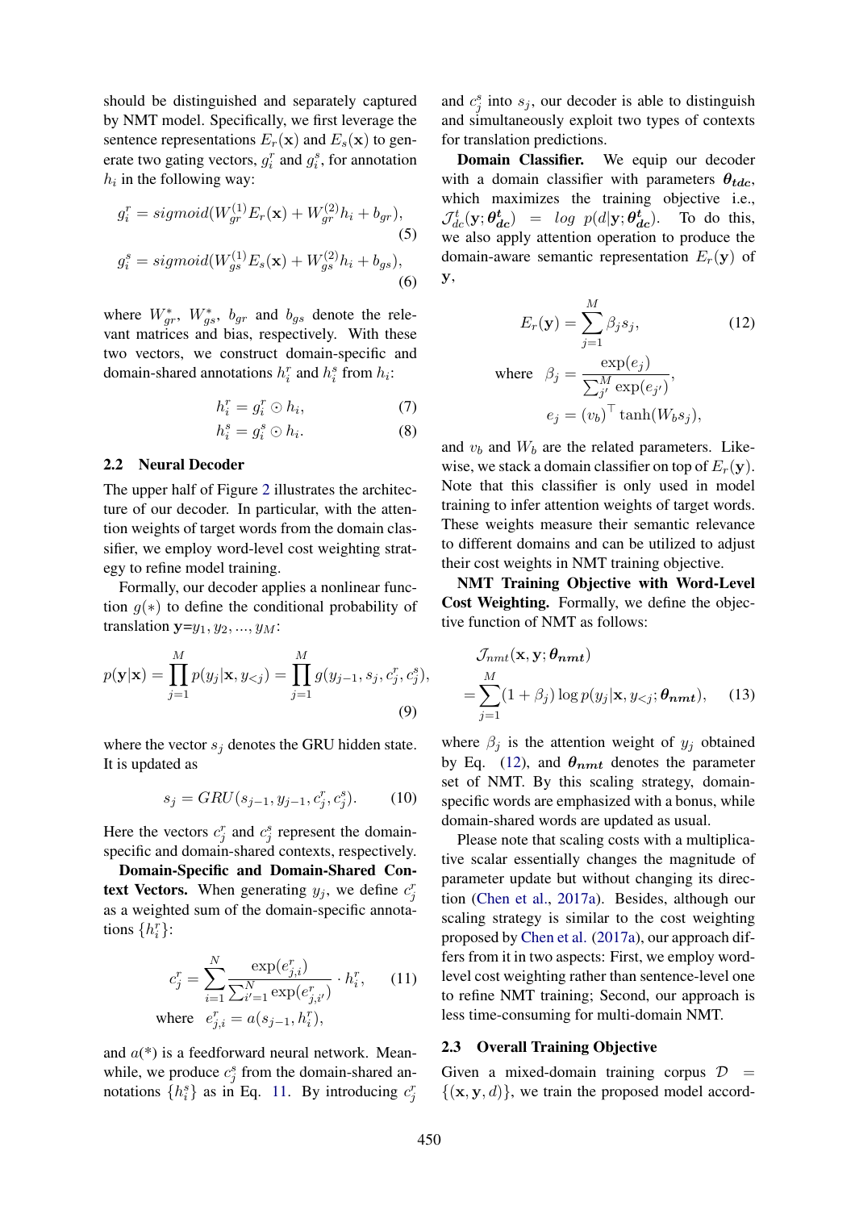should be distinguished and separately captured by NMT model. Specifically, we first leverage the sentence representations $E_r(\mathbf{x})$ and $E_s(\mathbf{x})$ to generate two gating vectors, $g_i^r$ and $g_i^s$, for annotation $h_i$ in the following way:

$$g_i^r = sigmoid(W_{gr}^{(1)} E_r(\mathbf{x}) + W_{gr}^{(2)} h_i + b_{gr}), \tag{5}$$

$$g_i^s = sigmoid(W_{gs}^{(1)} E_s(\mathbf{x}) + W_{gs}^{(2)} h_i + b_{gs}), \tag{6}$$

where $W_{gr}^{*}$, $W_{gs}^{*}$, $b_{gr}$ and $b_{gs}$ denote the relevant matrices and bias, respectively. With these two vectors, we construct domain-specific and domain-shared annotations $h_i^r$ and $h_i^s$ from $h_i$:

$$h_i^r = g_i^r \odot h_i, \tag{7}$$

$$h_i^s = g_i^s \odot h_i. \tag{8}$$

## 2.2 Neural Decoder

The upper half of Figure 2 illustrates the architecture of our decoder. In particular, with the attention weights of target words from the domain classifier, we employ word-level cost weighting strategy to refine model training.

Formally, our decoder applies a nonlinear function $g(*)$ to define the conditional probability of translation $\mathbf{y}$=$y_1, y_2, ..., y_M$:

$$p(\mathbf{y}|\mathbf{x}) = \prod_{j=1}^{M} p(y_j|\mathbf{x}, y_{<j}) = \prod_{j=1}^{M} g(y_{j-1}, s_j, c_j^r, c_j^s), \tag{9}$$

where the vector $s_j$ denotes the GRU hidden state. It is updated as

$$s_j = GRU(s_{j-1}, y_{j-1}, c_j^r, c_j^s). \tag{10}$$

Here the vectors $c_j^r$ and $c_j^s$ represent the domain-specific and domain-shared contexts, respectively.

**Domain-Specific and Domain-Shared Context Vectors.** When generating $y_j$, we define $c_j^r$ as a weighted sum of the domain-specific annotations $\{h_i^r\}$:

$$c_j^r = \sum_{i=1}^{N} \frac{\exp(e_{j,i}^r)}{\sum_{i'=1}^{N} \exp(e_{j,i'}^r)} \cdot h_i^r, \tag{11}$$

$$\text{where} \quad e_{j,i}^r = a(s_{j-1}, h_i^r),$$

and $a(*)$ is a feedforward neural network. Meanwhile, we produce $c_j^s$ from the domain-shared annotations $\{h_i^s\}$ as in Eq. 11. By introducing $c_j^r$ and $c_j^s$ into $s_j$, our decoder is able to distinguish and simultaneously exploit two types of contexts for translation predictions.

**Domain Classifier.** We equip our decoder with a domain classifier with parameters $\boldsymbol{\theta_{tdc}}$, which maximizes the training objective i.e., $\mathcal{J}_{dc}^t(\mathbf{y}; \boldsymbol{\theta_{dc}^t}) = log\ p(d|\mathbf{y}; \boldsymbol{\theta_{dc}^t})$. To do this, we also apply attention operation to produce the domain-aware semantic representation $E_r(\mathbf{y})$ of $\mathbf{y}$,

$$E_r(\mathbf{y}) = \sum_{j=1}^{M} \beta_j s_j, \tag{12}$$

$$\text{where} \quad \beta_j = \frac{\exp(e_j)}{\sum_{j'}^{M} \exp(e_{j'})},$$

$$e_j = (v_b)^{\top} \tanh(W_b s_j),$$

and $v_b$ and $W_b$ are the related parameters. Likewise, we stack a domain classifier on top of $E_r(\mathbf{y})$. Note that this classifier is only used in model training to infer attention weights of target words. These weights measure their semantic relevance to different domains and can be utilized to adjust their cost weights in NMT training objective.

**NMT Training Objective with Word-Level Cost Weighting.** Formally, we define the objective function of NMT as follows:

$$\mathcal{J}_{nmt}(\mathbf{x}, \mathbf{y}; \boldsymbol{\theta_{nmt}}) = \sum_{j=1}^{M} (1 + \beta_j) \log p(y_j|\mathbf{x}, y_{<j}; \boldsymbol{\theta_{nmt}}), \tag{13}$$

where $\beta_j$ is the attention weight of $y_j$ obtained by Eq. (12), and $\boldsymbol{\theta_{nmt}}$ denotes the parameter set of NMT. By this scaling strategy, domain-specific words are emphasized with a bonus, while domain-shared words are updated as usual.

Please note that scaling costs with a multiplicative scalar essentially changes the magnitude of parameter update but without changing its direction (Chen et al., 2017a). Besides, although our scaling strategy is similar to the cost weighting proposed by Chen et al. (2017a), our approach differs from it in two aspects: First, we employ word-level cost weighting rather than sentence-level one to refine NMT training; Second, our approach is less time-consuming for multi-domain NMT.

## 2.3 Overall Training Objective

Given a mixed-domain training corpus $\mathcal{D} = \{(\mathbf{x}, \mathbf{y}, d)\}$, we train the proposed model accord-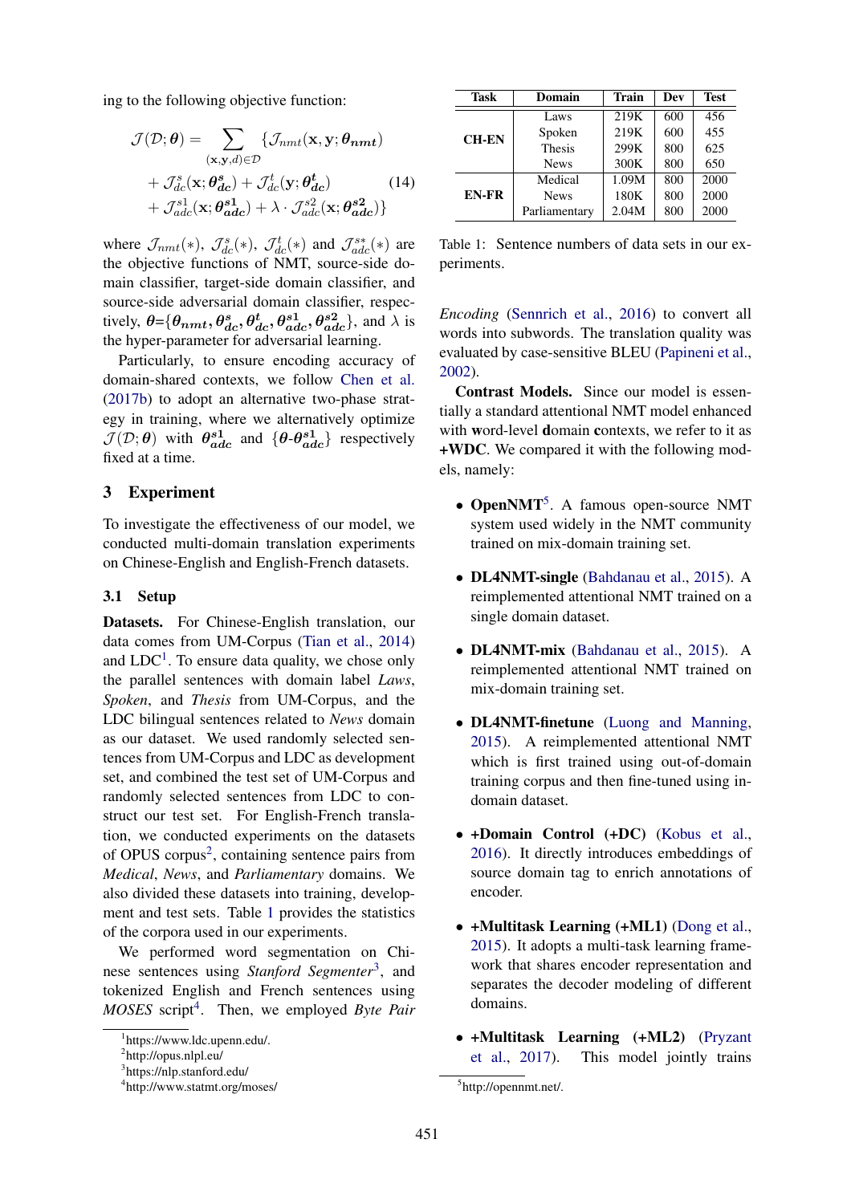ing to the following objective function:

$$\mathcal{J}(\mathcal{D};\boldsymbol{\theta}) = \sum_{(\mathbf{x},\mathbf{y},d)\in\mathcal{D}} \{\mathcal{J}_{nmt}(\mathbf{x},\mathbf{y};\boldsymbol{\theta_{nmt}}) + \mathcal{J}^{s}_{dc}(\mathbf{x};\boldsymbol{\theta^{s}_{dc}}) + \mathcal{J}^{t}_{dc}(\mathbf{y};\boldsymbol{\theta^{t}_{dc}}) + \mathcal{J}^{s1}_{adc}(\mathbf{x};\boldsymbol{\theta^{s1}_{adc}}) + \lambda \cdot \mathcal{J}^{s2}_{adc}(\mathbf{x};\boldsymbol{\theta^{s2}_{adc}})\} \tag{14}$$

where $\mathcal{J}_{nmt}(*)$, $\mathcal{J}^{s}_{dc}(*)$, $\mathcal{J}^{t}_{dc}(*)$ and $\mathcal{J}^{s*}_{adc}(*)$ are the objective functions of NMT, source-side domain classifier, target-side domain classifier, and source-side adversarial domain classifier, respectively, $\boldsymbol{\theta}$=$\{\boldsymbol{\theta_{nmt}}, \boldsymbol{\theta^{s}_{dc}}, \boldsymbol{\theta^{t}_{dc}}, \boldsymbol{\theta^{s1}_{adc}}, \boldsymbol{\theta^{s2}_{adc}}\}$, and $\lambda$ is the hyper-parameter for adversarial learning.

Particularly, to ensure encoding accuracy of domain-shared contexts, we follow Chen et al. (2017b) to adopt an alternative two-phase strategy in training, where we alternatively optimize $\mathcal{J}(\mathcal{D};\boldsymbol{\theta})$ with $\boldsymbol{\theta^{s1}_{adc}}$ and $\{\boldsymbol{\theta}\text{-}\boldsymbol{\theta^{s1}_{adc}}\}$ respectively fixed at a time.

## 3 Experiment

To investigate the effectiveness of our model, we conducted multi-domain translation experiments on Chinese-English and English-French datasets.

### 3.1 Setup

**Datasets.** For Chinese-English translation, our data comes from UM-Corpus (Tian et al., 2014) and LDC[1]. To ensure data quality, we chose only the parallel sentences with domain label *Laws*, *Spoken*, and *Thesis* from UM-Corpus, and the LDC bilingual sentences related to *News* domain as our dataset. We used randomly selected sentences from UM-Corpus and LDC as development set, and combined the test set of UM-Corpus and randomly selected sentences from LDC to construct our test set. For English-French translation, we conducted experiments on the datasets of OPUS corpus[2], containing sentence pairs from *Medical*, *News*, and *Parliamentary* domains. We also divided these datasets into training, development and test sets. Table 1 provides the statistics of the corpora used in our experiments.

We performed word segmentation on Chinese sentences using *Stanford Segmenter*[3], and tokenized English and French sentences using *MOSES* script[4]. Then, we employed *Byte Pair Encoding* (Sennrich et al., 2016) to convert all words into subwords. The translation quality was evaluated by case-sensitive BLEU (Papineni et al., 2002).

| Task | Domain | Train | Dev | Test |
|---|---|---|---|---|
| CH-EN | Laws | 219K | 600 | 456 |
| | Spoken | 219K | 600 | 455 |
| | Thesis | 299K | 800 | 625 |
| | News | 300K | 800 | 650 |
| EN-FR | Medical | 1.09M | 800 | 2000 |
| | News | 180K | 800 | 2000 |
| | Parliamentary | 2.04M | 800 | 2000 |

Table 1: Sentence numbers of data sets in our experiments.

**Contrast Models.** Since our model is essentially a standard attentional NMT model enhanced with **w**ord-level **d**omain **c**ontexts, we refer to it as **+WDC**. We compared it with the following models, namely:

- **OpenNMT**[5]. A famous open-source NMT system used widely in the NMT community trained on mix-domain training set.
- **DL4NMT-single** (Bahdanau et al., 2015). A reimplemented attentional NMT trained on a single domain dataset.
- **DL4NMT-mix** (Bahdanau et al., 2015). A reimplemented attentional NMT trained on mix-domain training set.
- **DL4NMT-finetune** (Luong and Manning, 2015). A reimplemented attentional NMT which is first trained using out-of-domain training corpus and then fine-tuned using in-domain dataset.
- **+Domain Control (+DC)** (Kobus et al., 2016). It directly introduces embeddings of source domain tag to enrich annotations of encoder.
- **+Multitask Learning (+ML1)** (Dong et al., 2015). It adopts a multi-task learning framework that shares encoder representation and separates the decoder modeling of different domains.
- **+Multitask Learning (+ML2)** (Pryzant et al., 2017). This model jointly trains

[1] https://www.ldc.upenn.edu/.
[2] http://opus.nlpl.eu/
[3] https://nlp.stanford.edu/
[4] http://www.statmt.org/moses/
[5] http://opennmt.net/.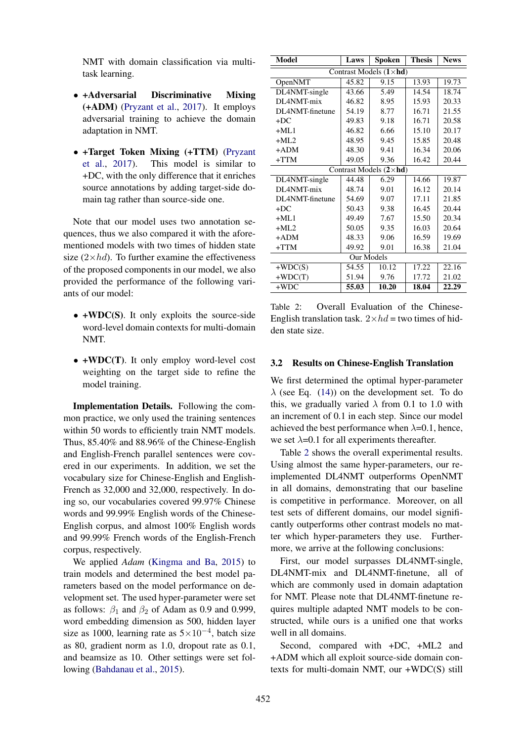NMT with domain classification via multi-task learning.

- **+Adversarial Discriminative Mixing (+ADM)** (Pryzant et al., 2017). It employs adversarial training to achieve the domain adaptation in NMT.
- **+Target Token Mixing (+TTM)** (Pryzant et al., 2017). This model is similar to +DC, with the only difference that it enriches source annotations by adding target-side domain tag rather than source-side one.

Note that our model uses two annotation sequences, thus we also compared it with the aforementioned models with two times of hidden state size ($2\times hd$). To further examine the effectiveness of the proposed components in our model, we also provided the performance of the following variants of our model:

- **+WDC(S)**. It only exploits the source-side word-level domain contexts for multi-domain NMT.
- **+WDC(T)**. It only employ word-level cost weighting on the target side to refine the model training.

**Implementation Details.** Following the common practice, we only used the training sentences within 50 words to efficiently train NMT models. Thus, 85.40% and 88.96% of the Chinese-English and English-French parallel sentences were covered in our experiments. In addition, we set the vocabulary size for Chinese-English and English-French as 32,000 and 32,000, respectively. In doing so, our vocabularies covered 99.97% Chinese words and 99.99% English words of the Chinese-English corpus, and almost 100% English words and 99.99% French words of the English-French corpus, respectively.

We applied *Adam* (Kingma and Ba, 2015) to train models and determined the best model parameters based on the model performance on development set. The used hyper-parameter were set as follows: $\beta_1$ and $\beta_2$ of Adam as 0.9 and 0.999, word embedding dimension as 500, hidden layer size as 1000, learning rate as $5\times10^{-4}$, batch size as 80, gradient norm as 1.0, dropout rate as 0.1, and beamsize as 10. Other settings were set following (Bahdanau et al., 2015).

| Model | Laws | Spoken | Thesis | News |
|---|---|---|---|---|
| Contrast Models (1×**hd**) | | | | |
| OpenNMT | 45.82 | 9.15 | 13.93 | 19.73 |
| DL4NMT-single | 43.66 | 5.49 | 14.54 | 18.74 |
| DL4NMT-mix | 46.82 | 8.95 | 15.93 | 20.33 |
| DL4NMT-finetune | 54.19 | 8.77 | 16.71 | 21.55 |
| +DC | 49.83 | 9.18 | 16.71 | 20.58 |
| +ML1 | 46.82 | 6.66 | 15.10 | 20.17 |
| +ML2 | 48.95 | 9.45 | 15.85 | 20.48 |
| +ADM | 48.30 | 9.41 | 16.34 | 20.06 |
| +TTM | 49.05 | 9.36 | 16.42 | 20.44 |
| Contrast Models (2×**hd**) | | | | |
| DL4NMT-single | 44.48 | 6.29 | 14.66 | 19.87 |
| DL4NMT-mix | 48.74 | 9.01 | 16.12 | 20.14 |
| DL4NMT-finetune | 54.69 | 9.07 | 17.11 | 21.85 |
| +DC | 50.43 | 9.38 | 16.45 | 20.44 |
| +ML1 | 49.49 | 7.67 | 15.50 | 20.34 |
| +ML2 | 50.05 | 9.35 | 16.03 | 20.64 |
| +ADM | 48.33 | 9.06 | 16.59 | 19.69 |
| +TTM | 49.92 | 9.01 | 16.38 | 21.04 |
| Our Models | | | | |
| +WDC(S) | 54.55 | 10.12 | 17.22 | 22.16 |
| +WDC(T) | 51.94 | 9.76 | 17.72 | 21.02 |
| +WDC | **55.03** | **10.20** | **18.04** | **22.29** |

Table 2: Overall Evaluation of the Chinese-English translation task. $2\times hd$ = two times of hidden state size.

### 3.2 Results on Chinese-English Translation

We first determined the optimal hyper-parameter $\lambda$ (see Eq. (14)) on the development set. To do this, we gradually varied $\lambda$ from 0.1 to 1.0 with an increment of 0.1 in each step. Since our model achieved the best performance when $\lambda$=0.1, hence, we set $\lambda$=0.1 for all experiments thereafter.

Table 2 shows the overall experimental results. Using almost the same hyper-parameters, our reimplemented DL4NMT outperforms OpenNMT in all domains, demonstrating that our baseline is competitive in performance. Moreover, on all test sets of different domains, our model significantly outperforms other contrast models no matter which hyper-parameters they use. Furthermore, we arrive at the following conclusions:

First, our model surpasses DL4NMT-single, DL4NMT-mix and DL4NMT-finetune, all of which are commonly used in domain adaptation for NMT. Please note that DL4NMT-finetune requires multiple adapted NMT models to be constructed, while ours is a unified one that works well in all domains.

Second, compared with +DC, +ML2 and +ADM which all exploit source-side domain contexts for multi-domain NMT, our +WDC(S) still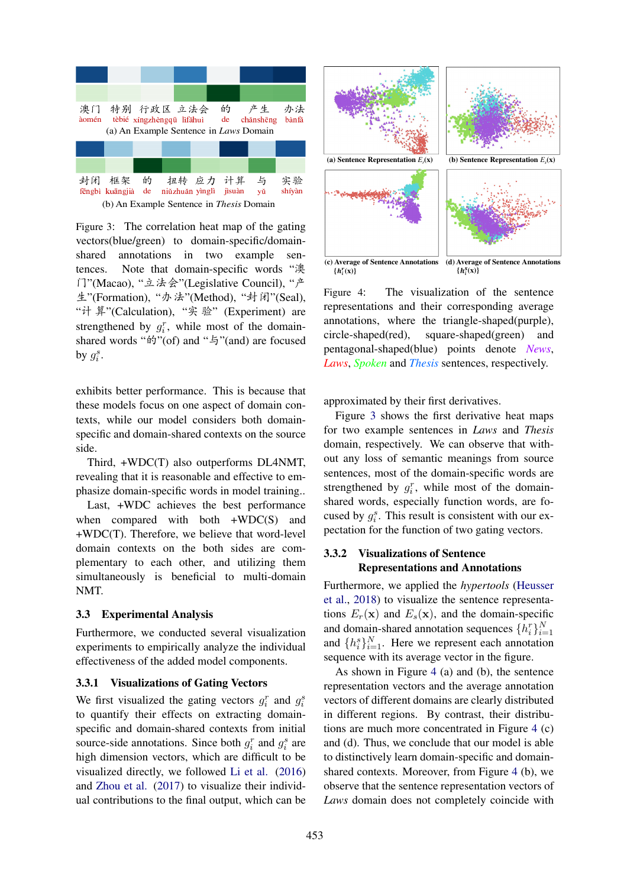澳门 特别 行政区 立法会 的 产生 办法
àomén tèbié xíngzhèngqū lìfǎhuì de chǎnshēng bànfǎ

(a) An Example Sentence in *Laws* Domain

封闭 框架 的 扭转 应力 计算 与 实验
fēngbì kuāngjià de niǔzhuǎn yìnglì jìsuàn yǔ shíyàn

(b) An Example Sentence in *Thesis* Domain

Figure 3: The correlation heat map of the gating vectors(blue/green) to domain-specific/domain-shared annotations in two example sentences. Note that domain-specific words "澳门"(Macao), "立法会"(Legislative Council), "产生"(Formation), "办法"(Method), "封闭"(Seal), "计算"(Calculation), "实验" (Experiment) are strengthened by $g_i^r$, while most of the domain-shared words "的"(of) and "与"(and) are focused by $g_i^s$.

(a) Sentence Representation $E_r(\mathbf{x})$ (b) Sentence Representation $E_s(\mathbf{x})$

(c) Average of Sentence Annotations $\{h_i^r(\mathbf{x})\}$ (d) Average of Sentence Annotations $\{h_i^s(\mathbf{x})\}$

Figure 4: The visualization of the sentence representations and their corresponding average annotations, where the triangle-shaped(purple), circle-shaped(red), square-shaped(green) and pentagonal-shaped(blue) points denote *News*, *Laws*, *Spoken* and *Thesis* sentences, respectively.

exhibits better performance. This is because that these models focus on one aspect of domain contexts, while our model considers both domain-specific and domain-shared contexts on the source side.

Third, +WDC(T) also outperforms DL4NMT, revealing that it is reasonable and effective to emphasize domain-specific words in model training..

Last, +WDC achieves the best performance when compared with both +WDC(S) and +WDC(T). Therefore, we believe that word-level domain contexts on the both sides are complementary to each other, and utilizing them simultaneously is beneficial to multi-domain NMT.

### 3.3 Experimental Analysis

Furthermore, we conducted several visualization experiments to empirically analyze the individual effectiveness of the added model components.

#### 3.3.1 Visualizations of Gating Vectors

We first visualized the gating vectors $g_i^r$ and $g_i^s$ to quantify their effects on extracting domain-specific and domain-shared contexts from initial source-side annotations. Since both $g_i^r$ and $g_i^s$ are high dimension vectors, which are difficult to be visualized directly, we followed Li et al. (2016) and Zhou et al. (2017) to visualize their individual contributions to the final output, which can be approximated by their first derivatives.

Figure 3 shows the first derivative heat maps for two example sentences in *Laws* and *Thesis* domain, respectively. We can observe that without any loss of semantic meanings from source sentences, most of the domain-specific words are strengthened by $g_i^r$, while most of the domain-shared words, especially function words, are focused by $g_i^s$. This result is consistent with our expectation for the function of two gating vectors.

#### 3.3.2 Visualizations of Sentence Representations and Annotations

Furthermore, we applied the *hypertools* (Heusser et al., 2018) to visualize the sentence representations $E_r(\mathbf{x})$ and $E_s(\mathbf{x})$, and the domain-specific and domain-shared annotation sequences $\{h_i^r\}_{i=1}^N$ and $\{h_i^s\}_{i=1}^N$. Here we represent each annotation sequence with its average vector in the figure.

As shown in Figure 4 (a) and (b), the sentence representation vectors and the average annotation vectors of different domains are clearly distributed in different regions. By contrast, their distributions are much more concentrated in Figure 4 (c) and (d). Thus, we conclude that our model is able to distinctively learn domain-specific and domain-shared contexts. Moreover, from Figure 4 (b), we observe that the sentence representation vectors of *Laws* domain does not completely coincide with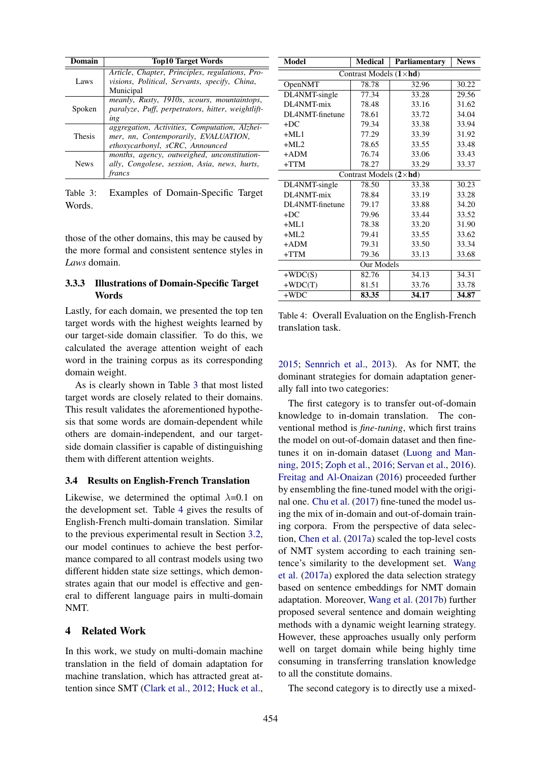| Domain | Top10 Target Words |
|---|---|
| Laws | *Article, Chapter, Principles, regulations, Provisions, Political, Servants, specify, China, Municipal* |
| Spoken | *meanly, Rusty, 1910s, scours, mountaintops, paralyze, Puff, perpetrators, hitter, weightlifting* |
| Thesis | *aggregation, Activities, Computation, Alzheimer, nn, Contemporarily, EVALUATION, ethoxycarbonyl, sCRC, Announced* |
| News | *months, agency, outweighed, unconstitutionally, Congolese, session, Asia, news, hurts, francs* |

Table 3: Examples of Domain-Specific Target Words.

those of the other domains, this may be caused by the more formal and consistent sentence styles in *Laws* domain.

### 3.3.3 Illustrations of Domain-Specific Target Words

Lastly, for each domain, we presented the top ten target words with the highest weights learned by our target-side domain classifier. To do this, we calculated the average attention weight of each word in the training corpus as its corresponding domain weight.

As is clearly shown in Table 3 that most listed target words are closely related to their domains. This result validates the aforementioned hypothesis that some words are domain-dependent while others are domain-independent, and our target-side domain classifier is capable of distinguishing them with different attention weights.

## 3.4 Results on English-French Translation

Likewise, we determined the optimal $\lambda$=0.1 on the development set. Table 4 gives the results of English-French multi-domain translation. Similar to the previous experimental result in Section 3.2, our model continues to achieve the best performance compared to all contrast models using two different hidden state size settings, which demonstrates again that our model is effective and general to different language pairs in multi-domain NMT.

| Model | Medical | Parliamentary | News |
|---|---|---|---|
| Contrast Models (1×**hd**) | | | |
| OpenNMT | 78.78 | 32.96 | 30.22 |
| DL4NMT-single | 77.34 | 33.28 | 29.56 |
| DL4NMT-mix | 78.48 | 33.16 | 31.62 |
| DL4NMT-finetune | 78.61 | 33.72 | 34.04 |
| +DC | 79.34 | 33.38 | 33.94 |
| +ML1 | 77.29 | 33.39 | 31.92 |
| +ML2 | 78.65 | 33.55 | 33.48 |
| +ADM | 76.74 | 33.06 | 33.43 |
| +TTM | 78.27 | 33.29 | 33.37 |
| Contrast Models (2×**hd**) | | | |
| DL4NMT-single | 78.50 | 33.38 | 30.23 |
| DL4NMT-mix | 78.84 | 33.19 | 33.28 |
| DL4NMT-finetune | 79.17 | 33.88 | 34.20 |
| +DC | 79.96 | 33.44 | 33.52 |
| +ML1 | 78.38 | 33.20 | 31.90 |
| +ML2 | 79.41 | 33.55 | 33.62 |
| +ADM | 79.31 | 33.50 | 33.34 |
| +TTM | 79.36 | 33.13 | 33.68 |
| Our Models | | | |
| +WDC(S) | 82.76 | 34.13 | 34.31 |
| +WDC(T) | 81.51 | 33.76 | 33.78 |
| +WDC | **83.35** | **34.17** | **34.87** |

Table 4: Overall Evaluation on the English-French translation task.

## 4 Related Work

In this work, we study on multi-domain machine translation in the field of domain adaptation for machine translation, which has attracted great attention since SMT (Clark et al., 2012; Huck et al., 2015; Sennrich et al., 2013). As for NMT, the dominant strategies for domain adaptation generally fall into two categories:

The first category is to transfer out-of-domain knowledge to in-domain translation. The conventional method is *fine-tuning*, which first trains the model on out-of-domain dataset and then fine-tunes it on in-domain dataset (Luong and Manning, 2015; Zoph et al., 2016; Servan et al., 2016). Freitag and Al-Onaizan (2016) proceeded further by ensembling the fine-tuned model with the original one. Chu et al. (2017) fine-tuned the model using the mix of in-domain and out-of-domain training corpora. From the perspective of data selection, Chen et al. (2017a) scaled the top-level costs of NMT system according to each training sentence's similarity to the development set. Wang et al. (2017a) explored the data selection strategy based on sentence embeddings for NMT domain adaptation. Moreover, Wang et al. (2017b) further proposed several sentence and domain weighting methods with a dynamic weight learning strategy. However, these approaches usually only perform well on target domain while being highly time consuming in transferring translation knowledge to all the constitute domains.

The second category is to directly use a mixed-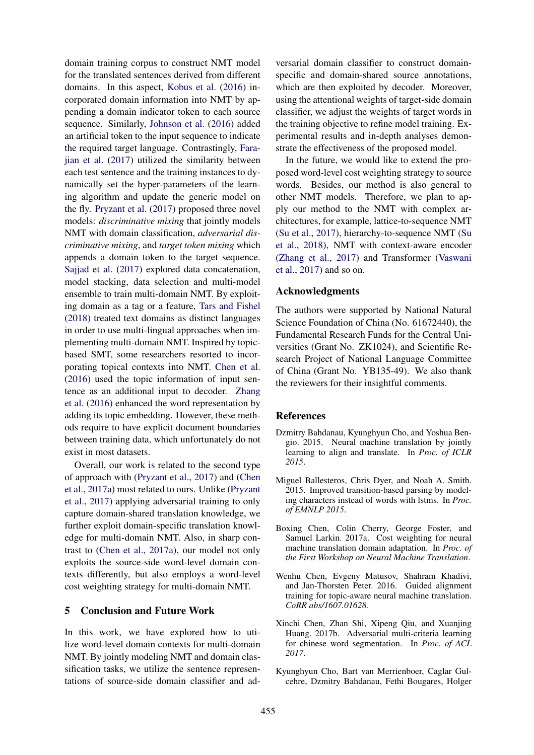domain training corpus to construct NMT model for the translated sentences derived from different domains. In this aspect, Kobus et al. (2016) incorporated domain information into NMT by appending a domain indicator token to each source sequence. Similarly, Johnson et al. (2016) added an artificial token to the input sequence to indicate the required target language. Contrastingly, Farajian et al. (2017) utilized the similarity between each test sentence and the training instances to dynamically set the hyper-parameters of the learning algorithm and update the generic model on the fly. Pryzant et al. (2017) proposed three novel models: *discriminative mixing* that jointly models NMT with domain classification, *adversarial discriminative mixing*, and *target token mixing* which appends a domain token to the target sequence. Sajjad et al. (2017) explored data concatenation, model stacking, data selection and multi-model ensemble to train multi-domain NMT. By exploiting domain as a tag or a feature, Tars and Fishel (2018) treated text domains as distinct languages in order to use multi-lingual approaches when implementing multi-domain NMT. Inspired by topic-based SMT, some researchers resorted to incorporating topical contexts into NMT. Chen et al. (2016) used the topic information of input sentence as an additional input to decoder. Zhang et al. (2016) enhanced the word representation by adding its topic embedding. However, these methods require to have explicit document boundaries between training data, which unfortunately do not exist in most datasets.

Overall, our work is related to the second type of approach with (Pryzant et al., 2017) and (Chen et al., 2017a) most related to ours. Unlike (Pryzant et al., 2017) applying adversarial training to only capture domain-shared translation knowledge, we further exploit domain-specific translation knowledge for multi-domain NMT. Also, in sharp contrast to (Chen et al., 2017a), our model not only exploits the source-side word-level domain contexts differently, but also employs a word-level cost weighting strategy for multi-domain NMT.

## 5 Conclusion and Future Work

In this work, we have explored how to utilize word-level domain contexts for multi-domain NMT. By jointly modeling NMT and domain classification tasks, we utilize the sentence representations of source-side domain classifier and adversarial domain classifier to construct domain-specific and domain-shared source annotations, which are then exploited by decoder. Moreover, using the attentional weights of target-side domain classifier, we adjust the weights of target words in the training objective to refine model training. Experimental results and in-depth analyses demonstrate the effectiveness of the proposed model.

In the future, we would like to extend the proposed word-level cost weighting strategy to source words. Besides, our method is also general to other NMT models. Therefore, we plan to apply our method to the NMT with complex architectures, for example, lattice-to-sequence NMT (Su et al., 2017), hierarchy-to-sequence NMT (Su et al., 2018), NMT with context-aware encoder (Zhang et al., 2017) and Transformer (Vaswani et al., 2017) and so on.

## Acknowledgments

The authors were supported by National Natural Science Foundation of China (No. 61672440), the Fundamental Research Funds for the Central Universities (Grant No. ZK1024), and Scientific Research Project of National Language Committee of China (Grant No. YB135-49). We also thank the reviewers for their insightful comments.

## References

Dzmitry Bahdanau, Kyunghyun Cho, and Yoshua Bengio. 2015. Neural machine translation by jointly learning to align and translate. In *Proc. of ICLR 2015*.

Miguel Ballesteros, Chris Dyer, and Noah A. Smith. 2015. Improved transition-based parsing by modeling characters instead of words with lstms. In *Proc. of EMNLP 2015*.

Boxing Chen, Colin Cherry, George Foster, and Samuel Larkin. 2017a. Cost weighting for neural machine translation domain adaptation. In *Proc. of the First Workshop on Neural Machine Translation*.

Wenhu Chen, Evgeny Matusov, Shahram Khadivi, and Jan-Thorsten Peter. 2016. Guided alignment training for topic-aware neural machine translation. *CoRR abs/1607.01628.*

Xinchi Chen, Zhan Shi, Xipeng Qiu, and Xuanjing Huang. 2017b. Adversarial multi-criteria learning for chinese word segmentation. In *Proc. of ACL 2017*.

Kyunghyun Cho, Bart van Merrienboer, Caglar Gulcehre, Dzmitry Bahdanau, Fethi Bougares, Holger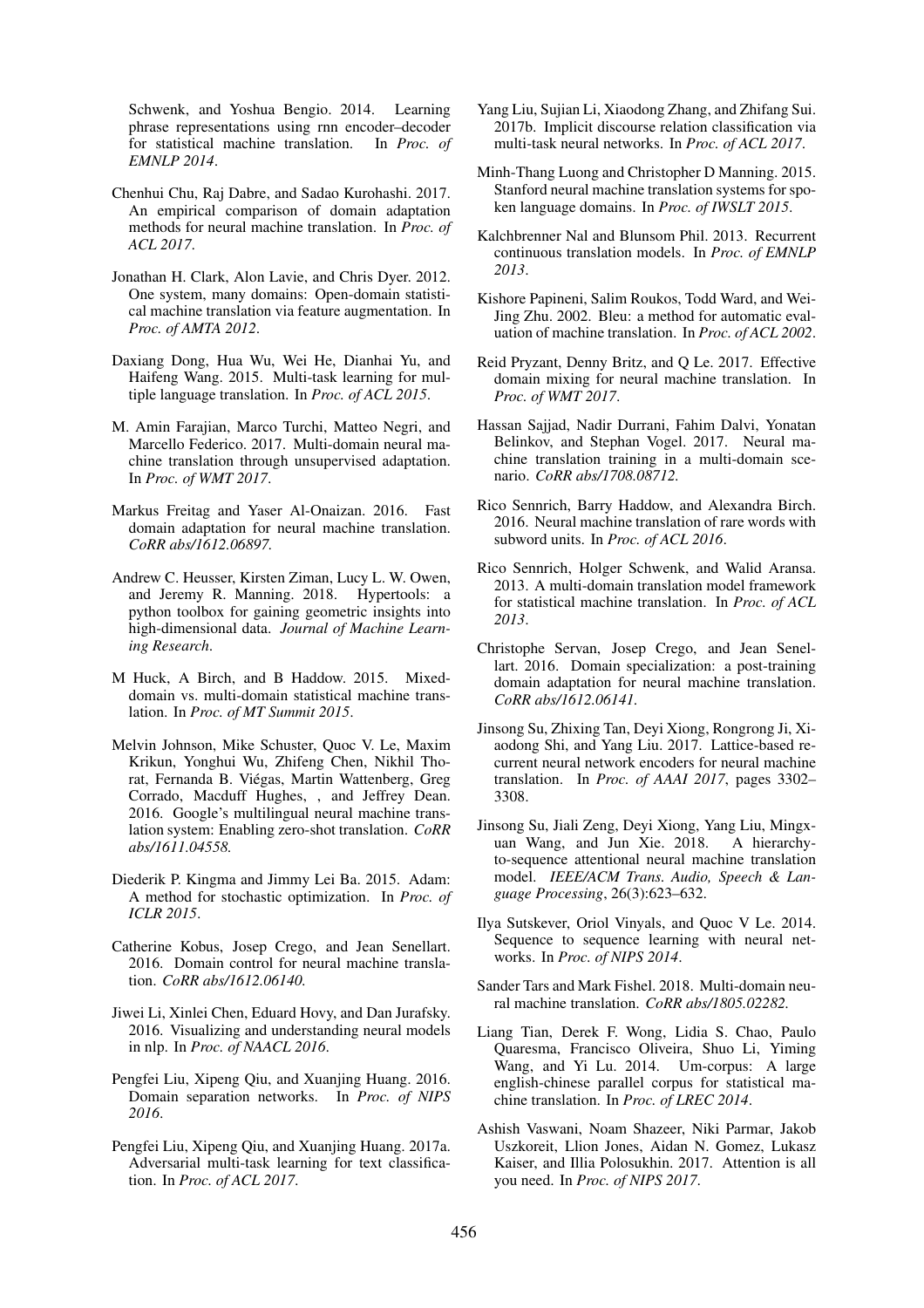Schwenk, and Yoshua Bengio. 2014. Learning phrase representations using rnn encoder–decoder for statistical machine translation. In *Proc. of EMNLP 2014*.

Chenhui Chu, Raj Dabre, and Sadao Kurohashi. 2017. An empirical comparison of domain adaptation methods for neural machine translation. In *Proc. of ACL 2017*.

Jonathan H. Clark, Alon Lavie, and Chris Dyer. 2012. One system, many domains: Open-domain statistical machine translation via feature augmentation. In *Proc. of AMTA 2012*.

Daxiang Dong, Hua Wu, Wei He, Dianhai Yu, and Haifeng Wang. 2015. Multi-task learning for multiple language translation. In *Proc. of ACL 2015*.

M. Amin Farajian, Marco Turchi, Matteo Negri, and Marcello Federico. 2017. Multi-domain neural machine translation through unsupervised adaptation. In *Proc. of WMT 2017*.

Markus Freitag and Yaser Al-Onaizan. 2016. Fast domain adaptation for neural machine translation. *CoRR abs/1612.06897*.

Andrew C. Heusser, Kirsten Ziman, Lucy L. W. Owen, and Jeremy R. Manning. 2018. Hypertools: a python toolbox for gaining geometric insights into high-dimensional data. *Journal of Machine Learning Research*.

M Huck, A Birch, and B Haddow. 2015. Mixed-domain vs. multi-domain statistical machine translation. In *Proc. of MT Summit 2015*.

Melvin Johnson, Mike Schuster, Quoc V. Le, Maxim Krikun, Yonghui Wu, Zhifeng Chen, Nikhil Thorat, Fernanda B. Viégas, Martin Wattenberg, Greg Corrado, Macduff Hughes, , and Jeffrey Dean. 2016. Google's multilingual neural machine translation system: Enabling zero-shot translation. *CoRR abs/1611.04558*.

Diederik P. Kingma and Jimmy Lei Ba. 2015. Adam: A method for stochastic optimization. In *Proc. of ICLR 2015*.

Catherine Kobus, Josep Crego, and Jean Senellart. 2016. Domain control for neural machine translation. *CoRR abs/1612.06140*.

Jiwei Li, Xinlei Chen, Eduard Hovy, and Dan Jurafsky. 2016. Visualizing and understanding neural models in nlp. In *Proc. of NAACL 2016*.

Pengfei Liu, Xipeng Qiu, and Xuanjing Huang. 2016. Domain separation networks. In *Proc. of NIPS 2016*.

Pengfei Liu, Xipeng Qiu, and Xuanjing Huang. 2017a. Adversarial multi-task learning for text classification. In *Proc. of ACL 2017*.

Yang Liu, Sujian Li, Xiaodong Zhang, and Zhifang Sui. 2017b. Implicit discourse relation classification via multi-task neural networks. In *Proc. of ACL 2017*.

Minh-Thang Luong and Christopher D Manning. 2015. Stanford neural machine translation systems for spoken language domains. In *Proc. of IWSLT 2015*.

Kalchbrenner Nal and Blunsom Phil. 2013. Recurrent continuous translation models. In *Proc. of EMNLP 2013*.

Kishore Papineni, Salim Roukos, Todd Ward, and Wei-Jing Zhu. 2002. Bleu: a method for automatic evaluation of machine translation. In *Proc. of ACL 2002*.

Reid Pryzant, Denny Britz, and Q Le. 2017. Effective domain mixing for neural machine translation. In *Proc. of WMT 2017*.

Hassan Sajjad, Nadir Durrani, Fahim Dalvi, Yonatan Belinkov, and Stephan Vogel. 2017. Neural machine translation training in a multi-domain scenario. *CoRR abs/1708.08712*.

Rico Sennrich, Barry Haddow, and Alexandra Birch. 2016. Neural machine translation of rare words with subword units. In *Proc. of ACL 2016*.

Rico Sennrich, Holger Schwenk, and Walid Aransa. 2013. A multi-domain translation model framework for statistical machine translation. In *Proc. of ACL 2013*.

Christophe Servan, Josep Crego, and Jean Senellart. 2016. Domain specialization: a post-training domain adaptation for neural machine translation. *CoRR abs/1612.06141*.

Jinsong Su, Zhixing Tan, Deyi Xiong, Rongrong Ji, Xiaodong Shi, and Yang Liu. 2017. Lattice-based recurrent neural network encoders for neural machine translation. In *Proc. of AAAI 2017*, pages 3302–3308.

Jinsong Su, Jiali Zeng, Deyi Xiong, Yang Liu, Mingxuan Wang, and Jun Xie. 2018. A hierarchy-to-sequence attentional neural machine translation model. *IEEE/ACM Trans. Audio, Speech & Language Processing*, 26(3):623–632.

Ilya Sutskever, Oriol Vinyals, and Quoc V Le. 2014. Sequence to sequence learning with neural networks. In *Proc. of NIPS 2014*.

Sander Tars and Mark Fishel. 2018. Multi-domain neural machine translation. *CoRR abs/1805.02282*.

Liang Tian, Derek F. Wong, Lidia S. Chao, Paulo Quaresma, Francisco Oliveira, Shuo Li, Yiming Wang, and Yi Lu. 2014. Um-corpus: A large english-chinese parallel corpus for statistical machine translation. In *Proc. of LREC 2014*.

Ashish Vaswani, Noam Shazeer, Niki Parmar, Jakob Uszkoreit, Llion Jones, Aidan N. Gomez, Lukasz Kaiser, and Illia Polosukhin. 2017. Attention is all you need. In *Proc. of NIPS 2017*.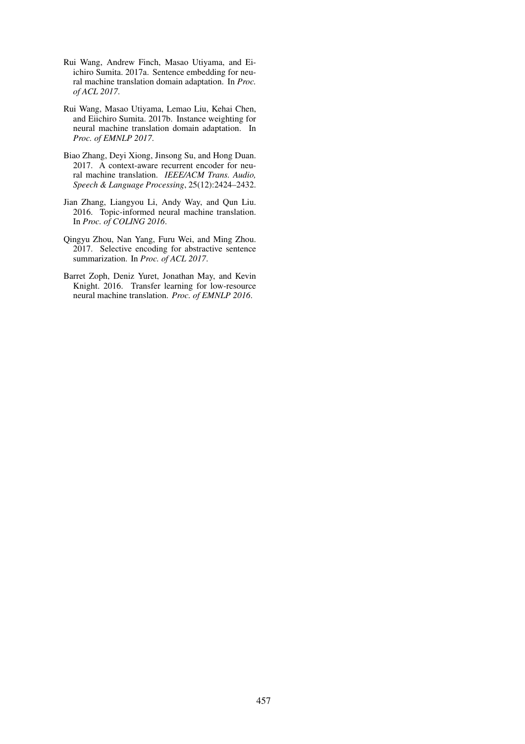Rui Wang, Andrew Finch, Masao Utiyama, and Eiichiro Sumita. 2017a. Sentence embedding for neural machine translation domain adaptation. In *Proc. of ACL 2017*.

Rui Wang, Masao Utiyama, Lemao Liu, Kehai Chen, and Eiichiro Sumita. 2017b. Instance weighting for neural machine translation domain adaptation. In *Proc. of EMNLP 2017*.

Biao Zhang, Deyi Xiong, Jinsong Su, and Hong Duan. 2017. A context-aware recurrent encoder for neural machine translation. *IEEE/ACM Trans. Audio, Speech & Language Processing*, 25(12):2424–2432.

Jian Zhang, Liangyou Li, Andy Way, and Qun Liu. 2016. Topic-informed neural machine translation. In *Proc. of COLING 2016*.

Qingyu Zhou, Nan Yang, Furu Wei, and Ming Zhou. 2017. Selective encoding for abstractive sentence summarization. In *Proc. of ACL 2017*.

Barret Zoph, Deniz Yuret, Jonathan May, and Kevin Knight. 2016. Transfer learning for low-resource neural machine translation. *Proc. of EMNLP 2016*.